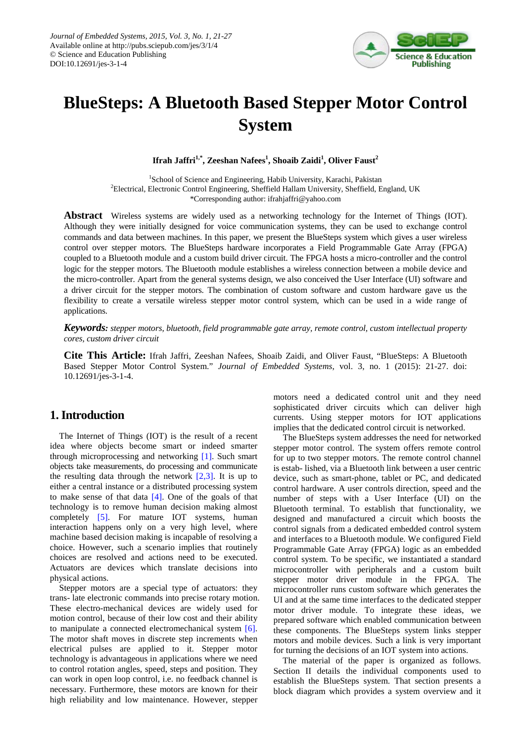Journal of Embedded Systems, 2015, Vol. 3, No. 1, 21-27
Available online at http://pubs.sciepub.com/jes/3/1/4
© Science and Education Publishing
DOI:10.12691/jes-3-1-4

# BlueSteps: A Bluetooth Based Stepper Motor Control System

**Ifrah Jaffri[1,*], Zeeshan Nafees[1], Shoaib Zaidi[1], Oliver Faust[2]**

[1]School of Science and Engineering, Habib University, Karachi, Pakistan
[2]Electrical, Electronic Control Engineering, Sheffield Hallam University, Sheffield, England, UK
*Corresponding author: ifrahjaffri@yahoo.com

**Abstract** Wireless systems are widely used as a networking technology for the Internet of Things (IOT). Although they were initially designed for voice communication systems, they can be used to exchange control commands and data between machines. In this paper, we present the BlueSteps system which gives a user wireless control over stepper motors. The BlueSteps hardware incorporates a Field Programmable Gate Array (FPGA) coupled to a Bluetooth module and a custom build driver circuit. The FPGA hosts a micro-controller and the control logic for the stepper motors. The Bluetooth module establishes a wireless connection between a mobile device and the micro-controller. Apart from the general systems design, we also conceived the User Interface (UI) software and a driver circuit for the stepper motors. The combination of custom software and custom hardware gave us the flexibility to create a versatile wireless stepper motor control system, which can be used in a wide range of applications.

***Keywords:*** *stepper motors, bluetooth, field programmable gate array, remote control, custom intellectual property cores, custom driver circuit*

**Cite This Article:** Ifrah Jaffri, Zeeshan Nafees, Shoaib Zaidi, and Oliver Faust, "BlueSteps: A Bluetooth Based Stepper Motor Control System." *Journal of Embedded Systems*, vol. 3, no. 1 (2015): 21-27. doi: 10.12691/jes-3-1-4.

## 1. Introduction

The Internet of Things (IOT) is the result of a recent idea where objects become smart or indeed smarter through microprocessing and networking [1]. Such smart objects take measurements, do processing and communicate the resulting data through the network [2,3]. It is up to either a central instance or a distributed processing system to make sense of that data [4]. One of the goals of that technology is to remove human decision making almost completely [5]. For mature IOT systems, human interaction happens only on a very high level, where machine based decision making is incapable of resolving a choice. However, such a scenario implies that routinely choices are resolved and actions need to be executed. Actuators are devices which translate decisions into physical actions.

Stepper motors are a special type of actuators: they trans- late electronic commands into precise rotary motion. These electro-mechanical devices are widely used for motion control, because of their low cost and their ability to manipulate a connected electromechanical system [6]. The motor shaft moves in discrete step increments when electrical pulses are applied to it. Stepper motor technology is advantageous in applications where we need to control rotation angles, speed, steps and position. They can work in open loop control, i.e. no feedback channel is necessary. Furthermore, these motors are known for their high reliability and low maintenance. However, stepper motors need a dedicated control unit and they need sophisticated driver circuits which can deliver high currents. Using stepper motors for IOT applications implies that the dedicated control circuit is networked.

The BlueSteps system addresses the need for networked stepper motor control. The system offers remote control for up to two stepper motors. The remote control channel is estab- lished, via a Bluetooth link between a user centric device, such as smart-phone, tablet or PC, and dedicated control hardware. A user controls direction, speed and the number of steps with a User Interface (UI) on the Bluetooth terminal. To establish that functionality, we designed and manufactured a circuit which boosts the control signals from a dedicated embedded control system and interfaces to a Bluetooth module. We configured Field Programmable Gate Array (FPGA) logic as an embedded control system. To be specific, we instantiated a standard microcontroller with peripherals and a custom built stepper motor driver module in the FPGA. The microcontroller runs custom software which generates the UI and at the same time interfaces to the dedicated stepper motor driver module. To integrate these ideas, we prepared software which enabled communication between these components. The BlueSteps system links stepper motors and mobile devices. Such a link is very important for turning the decisions of an IOT system into actions.

The material of the paper is organized as follows. Section II details the individual components used to establish the BlueSteps system. That section presents a block diagram which provides a system overview and it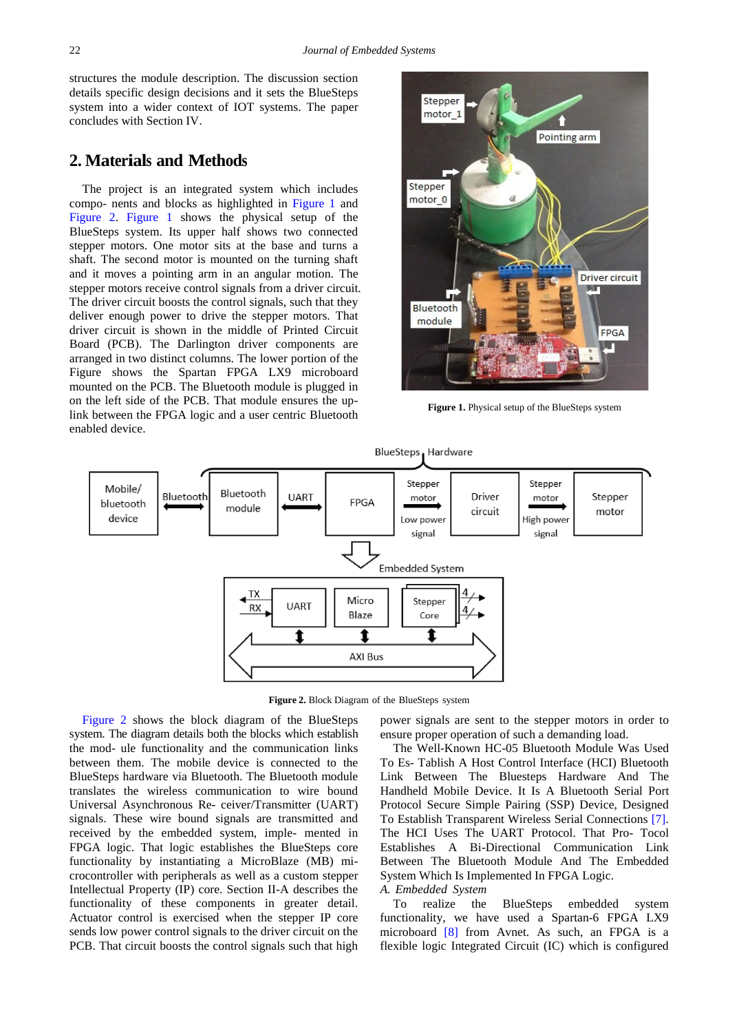structures the module description. The discussion section details specific design decisions and it sets the BlueSteps system into a wider context of IOT systems. The paper concludes with Section IV.

## 2. Materials and Methods

The project is an integrated system which includes compo- nents and blocks as highlighted in Figure 1 and Figure 2. Figure 1 shows the physical setup of the BlueSteps system. Its upper half shows two connected stepper motors. One motor sits at the base and turns a shaft. The second motor is mounted on the turning shaft and it moves a pointing arm in an angular motion. The stepper motors receive control signals from a driver circuit. The driver circuit boosts the control signals, such that they deliver enough power to drive the stepper motors. That driver circuit is shown in the middle of Printed Circuit Board (PCB). The Darlington driver components are arranged in two distinct columns. The lower portion of the Figure shows the Spartan FPGA LX9 microboard mounted on the PCB. The Bluetooth module is plugged in on the left side of the PCB. That module ensures the up- link between the FPGA logic and a user centric Bluetooth enabled device.

**Figure 1.** Physical setup of the BlueSteps system

**Figure 2.** Block Diagram of the BlueSteps system

Figure 2 shows the block diagram of the BlueSteps system. The diagram details both the blocks which establish the mod- ule functionality and the communication links between them. The mobile device is connected to the BlueSteps hardware via Bluetooth. The Bluetooth module translates the wireless communication to wire bound Universal Asynchronous Re- ceiver/Transmitter (UART) signals. These wire bound signals are transmitted and received by the embedded system, imple- mented in FPGA logic. That logic establishes the BlueSteps core functionality by instantiating a MicroBlaze (MB) mi- crocontroller with peripherals as well as a custom stepper Intellectual Property (IP) core. Section II-A describes the functionality of these components in greater detail. Actuator control is exercised when the stepper IP core sends low power control signals to the driver circuit on the PCB. That circuit boosts the control signals such that high power signals are sent to the stepper motors in order to ensure proper operation of such a demanding load.

The Well-Known HC-05 Bluetooth Module Was Used To Es- Tablish A Host Control Interface (HCI) Bluetooth Link Between The Bluesteps Hardware And The Handheld Mobile Device. It Is A Bluetooth Serial Port Protocol Secure Simple Pairing (SSP) Device, Designed To Establish Transparent Wireless Serial Connections [7]. The HCI Uses The UART Protocol. That Pro- Tocol Establishes A Bi-Directional Communication Link Between The Bluetooth Module And The Embedded System Which Is Implemented In FPGA Logic.

*A. Embedded System*

To realize the BlueSteps embedded system functionality, we have used a Spartan-6 FPGA LX9 microboard [8] from Avnet. As such, an FPGA is a flexible logic Integrated Circuit (IC) which is configured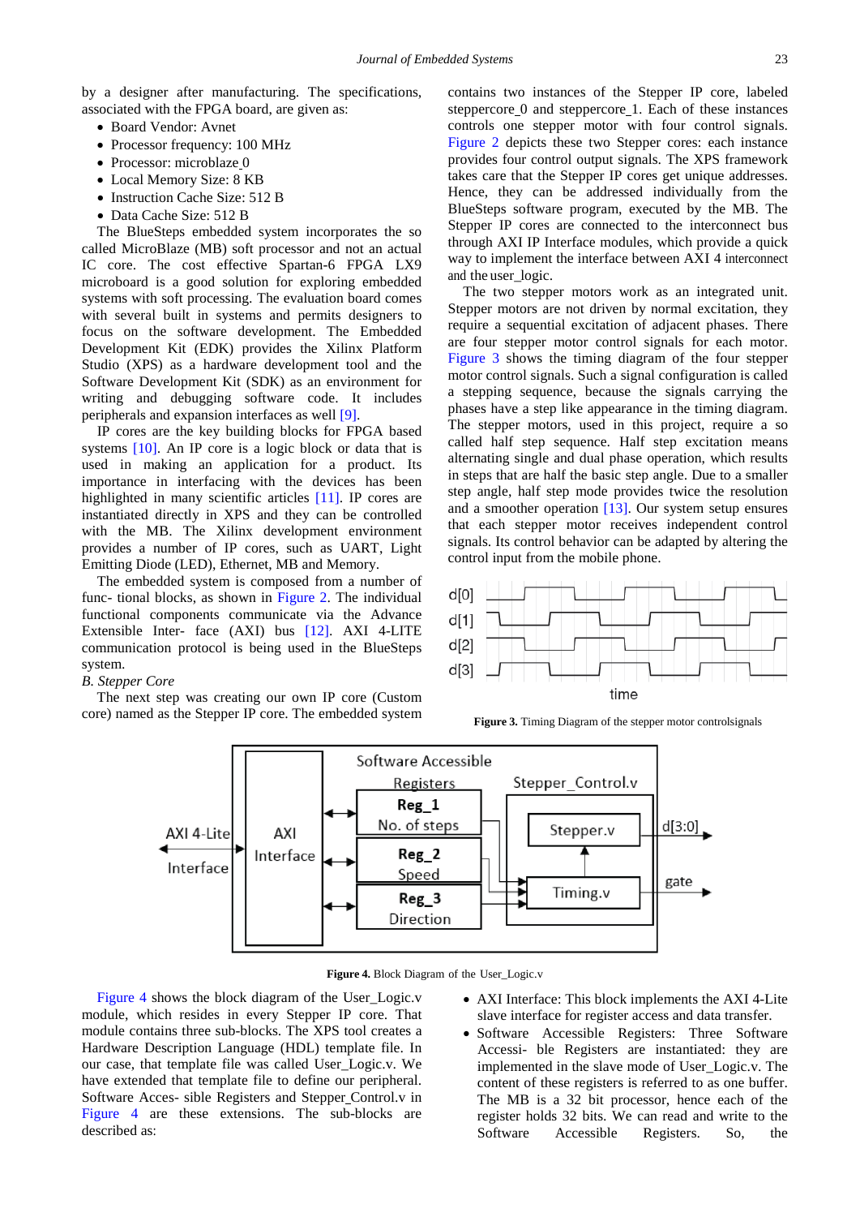by a designer after manufacturing. The specifications, associated with the FPGA board, are given as:

- Board Vendor: Avnet
- Processor frequency: 100 MHz
- Processor: microblaze_0
- Local Memory Size: 8 KB
- Instruction Cache Size: 512 B
- Data Cache Size: 512 B

The BlueSteps embedded system incorporates the so called MicroBlaze (MB) soft processor and not an actual IC core. The cost effective Spartan-6 FPGA LX9 microboard is a good solution for exploring embedded systems with soft processing. The evaluation board comes with several built in systems and permits designers to focus on the software development. The Embedded Development Kit (EDK) provides the Xilinx Platform Studio (XPS) as a hardware development tool and the Software Development Kit (SDK) as an environment for writing and debugging software code. It includes peripherals and expansion interfaces as well [9].

IP cores are the key building blocks for FPGA based systems [10]. An IP core is a logic block or data that is used in making an application for a product. Its importance in interfacing with the devices has been highlighted in many scientific articles [11]. IP cores are instantiated directly in XPS and they can be controlled with the MB. The Xilinx development environment provides a number of IP cores, such as UART, Light Emitting Diode (LED), Ethernet, MB and Memory.

The embedded system is composed from a number of func- tional blocks, as shown in Figure 2. The individual functional components communicate via the Advance Extensible Inter- face (AXI) bus [12]. AXI 4-LITE communication protocol is being used in the BlueSteps system.

*B. Stepper Core*

The next step was creating our own IP core (Custom core) named as the Stepper IP core. The embedded system contains two instances of the Stepper IP core, labeled steppercore_0 and steppercore_1. Each of these instances controls one stepper motor with four control signals. Figure 2 depicts these two Stepper cores: each instance provides four control output signals. The XPS framework takes care that the Stepper IP cores get unique addresses. Hence, they can be addressed individually from the BlueSteps software program, executed by the MB. The Stepper IP cores are connected to the interconnect bus through AXI IP Interface modules, which provide a quick way to implement the interface between AXI 4 interconnect and the user_logic.

The two stepper motors work as an integrated unit. Stepper motors are not driven by normal excitation, they require a sequential excitation of adjacent phases. There are four stepper motor control signals for each motor. Figure 3 shows the timing diagram of the four stepper motor control signals. Such a signal configuration is called a stepping sequence, because the signals carrying the phases have a step like appearance in the timing diagram. The stepper motors, used in this project, require a so called half step sequence. Half step excitation means alternating single and dual phase operation, which results in steps that are half the basic step angle. Due to a smaller step angle, half step mode provides twice the resolution and a smoother operation [13]. Our system setup ensures that each stepper motor receives independent control signals. Its control behavior can be adapted by altering the control input from the mobile phone.

**Figure 3.** Timing Diagram of the stepper motor controlsignals

**Figure 4.** Block Diagram of the User_Logic.v

Figure 4 shows the block diagram of the User_Logic.v module, which resides in every Stepper IP core. That module contains three sub-blocks. The XPS tool creates a Hardware Description Language (HDL) template file. In our case, that template file was called User_Logic.v. We have extended that template file to define our peripheral. Software Acces- sible Registers and Stepper_Control.v in Figure 4 are these extensions. The sub-blocks are described as:

- AXI Interface: This block implements the AXI 4-Lite slave interface for register access and data transfer.
- Software Accessible Registers: Three Software Accessi- ble Registers are instantiated: they are implemented in the slave mode of User_Logic.v. The content of these registers is referred to as one buffer. The MB is a 32 bit processor, hence each of the register holds 32 bits. We can read and write to the Software Accessible Registers. So, the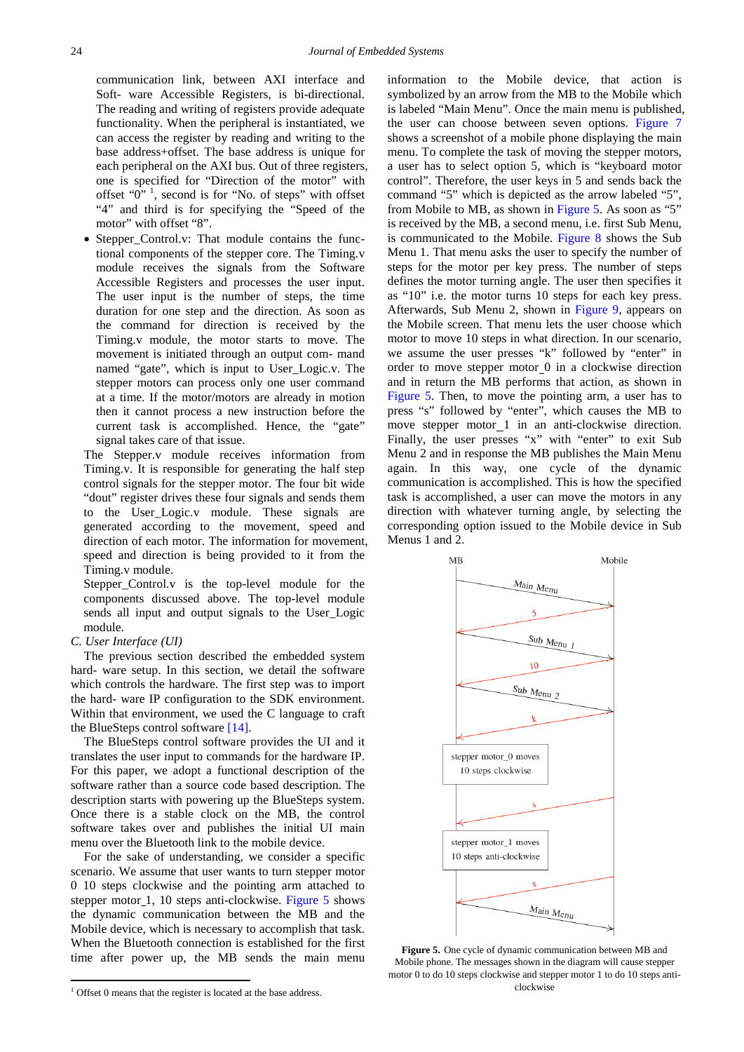communication link, between AXI interface and Soft- ware Accessible Registers, is bi-directional. The reading and writing of registers provide adequate functionality. When the peripheral is instantiated, we can access the register by reading and writing to the base address+offset. The base address is unique for each peripheral on the AXI bus. Out of three registers, one is specified for "Direction of the motor" with offset "0" [1], second is for "No. of steps" with offset "4" and third is for specifying the "Speed of the motor" with offset "8".

- Stepper_Control.v: That module contains the functional components of the stepper core. The Timing.v module receives the signals from the Software Accessible Registers and processes the user input. The user input is the number of steps, the time duration for one step and the direction. As soon as the command for direction is received by the Timing.v module, the motor starts to move. The movement is initiated through an output com- mand named "gate", which is input to User_Logic.v. The stepper motors can process only one user command at a time. If the motor/motors are already in motion then it cannot process a new instruction before the current task is accomplished. Hence, the "gate" signal takes care of that issue.

  The Stepper.v module receives information from Timing.v. It is responsible for generating the half step control signals for the stepper motor. The four bit wide "dout" register drives these four signals and sends them to the User_Logic.v module. These signals are generated according to the movement, speed and direction of each motor. The information for movement, speed and direction is being provided to it from the Timing.v module.

  Stepper_Control.v is the top-level module for the components discussed above. The top-level module sends all input and output signals to the User_Logic module.

### C. User Interface (UI)

The previous section described the embedded system hard- ware setup. In this section, we detail the software which controls the hardware. The first step was to import the hard- ware IP configuration to the SDK environment. Within that environment, we used the C language to craft the BlueSteps control software [14].

The BlueSteps control software provides the UI and it translates the user input to commands for the hardware IP. For this paper, we adopt a functional description of the software rather than a source code based description. The description starts with powering up the BlueSteps system. Once there is a stable clock on the MB, the control software takes over and publishes the initial UI main menu over the Bluetooth link to the mobile device.

For the sake of understanding, we consider a specific scenario. We assume that user wants to turn stepper motor 0 10 steps clockwise and the pointing arm attached to stepper motor_1, 10 steps anti-clockwise. Figure 5 shows the dynamic communication between the MB and the Mobile device, which is necessary to accomplish that task. When the Bluetooth connection is established for the first time after power up, the MB sends the main menu information to the Mobile device, that action is symbolized by an arrow from the MB to the Mobile which is labeled "Main Menu". Once the main menu is published, the user can choose between seven options. Figure 7 shows a screenshot of a mobile phone displaying the main menu. To complete the task of moving the stepper motors, a user has to select option 5, which is "keyboard motor control". Therefore, the user keys in 5 and sends back the command "5" which is depicted as the arrow labeled "5", from Mobile to MB, as shown in Figure 5. As soon as "5" is received by the MB, a second menu, i.e. first Sub Menu, is communicated to the Mobile. Figure 8 shows the Sub Menu 1. That menu asks the user to specify the number of steps for the motor per key press. The number of steps defines the motor turning angle. The user then specifies it as "10" i.e. the motor turns 10 steps for each key press. Afterwards, Sub Menu 2, shown in Figure 9, appears on the Mobile screen. That menu lets the user choose which motor to move 10 steps in what direction. In our scenario, we assume the user presses "k" followed by "enter" in order to move stepper motor_0 in a clockwise direction and in return the MB performs that action, as shown in Figure 5. Then, to move the pointing arm, a user has to press "s" followed by "enter", which causes the MB to move stepper motor_1 in an anti-clockwise direction. Finally, the user presses "x" with "enter" to exit Sub Menu 2 and in response the MB publishes the Main Menu again. In this way, one cycle of the dynamic communication is accomplished. This is how the specified task is accomplished, a user can move the motors in any direction with whatever turning angle, by selecting the corresponding option issued to the Mobile device in Sub Menus 1 and 2.

MB — Mobile

Main Menu; 5; Sub Menu 1; 10; Sub Menu 2; k; stepper motor_0 moves 10 steps clockwise; s; stepper motor_1 moves 10 steps anti-clockwise; x; Main Menu

**Figure 5.** One cycle of dynamic communication between MB and Mobile phone. The messages shown in the diagram will cause stepper motor 0 to do 10 steps clockwise and stepper motor 1 to do 10 steps anti-clockwise

[1] Offset 0 means that the register is located at the base address.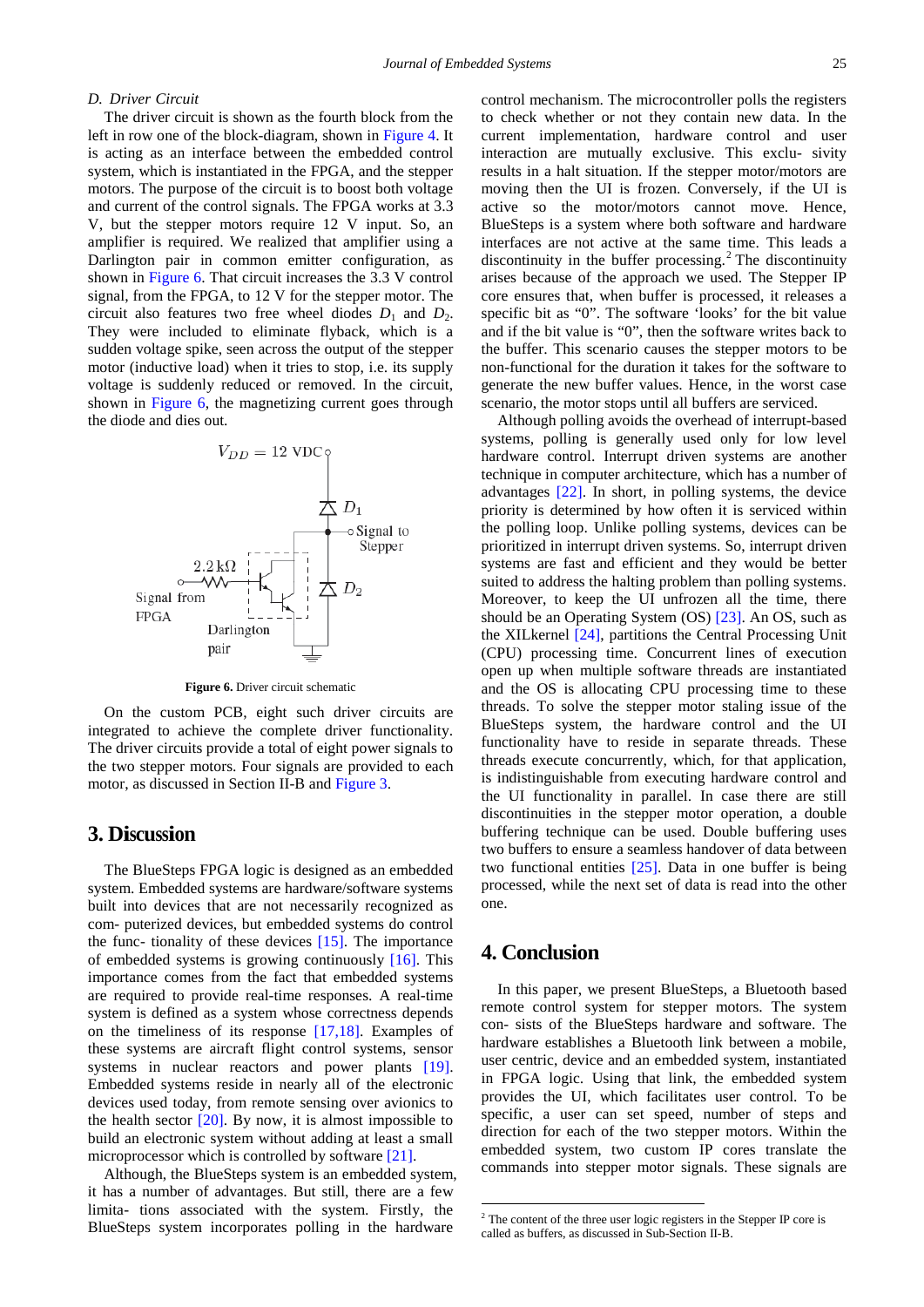### D. Driver Circuit

The driver circuit is shown as the fourth block from the left in row one of the block-diagram, shown in Figure 4. It is acting as an interface between the embedded control system, which is instantiated in the FPGA, and the stepper motors. The purpose of the circuit is to boost both voltage and current of the control signals. The FPGA works at 3.3 V, but the stepper motors require 12 V input. So, an amplifier is required. We realized that amplifier using a Darlington pair in common emitter configuration, as shown in Figure 6. That circuit increases the 3.3 V control signal, from the FPGA, to 12 V for the stepper motor. The circuit also features two free wheel diodes $D_1$ and $D_2$. They were included to eliminate flyback, which is a sudden voltage spike, seen across the output of the stepper motor (inductive load) when it tries to stop, i.e. its supply voltage is suddenly reduced or removed. In the circuit, shown in Figure 6, the magnetizing current goes through the diode and dies out.

$V_{DD} = 12$ VDC

$D_1$

Signal to Stepper

2.2 kΩ

$D_2$

Signal from FPGA

Darlington pair

**Figure 6.** Driver circuit schematic

On the custom PCB, eight such driver circuits are integrated to achieve the complete driver functionality. The driver circuits provide a total of eight power signals to the two stepper motors. Four signals are provided to each motor, as discussed in Section II-B and Figure 3.

## 3. Discussion

The BlueSteps FPGA logic is designed as an embedded system. Embedded systems are hardware/software systems built into devices that are not necessarily recognized as com- puterized devices, but embedded systems do control the func- tionality of these devices [15]. The importance of embedded systems is growing continuously [16]. This importance comes from the fact that embedded systems are required to provide real-time responses. A real-time system is defined as a system whose correctness depends on the timeliness of its response [17,18]. Examples of these systems are aircraft flight control systems, sensor systems in nuclear reactors and power plants [19]. Embedded systems reside in nearly all of the electronic devices used today, from remote sensing over avionics to the health sector [20]. By now, it is almost impossible to build an electronic system without adding at least a small microprocessor which is controlled by software [21].

Although, the BlueSteps system is an embedded system, it has a number of advantages. But still, there are a few limita- tions associated with the system. Firstly, the BlueSteps system incorporates polling in the hardware control mechanism. The microcontroller polls the registers to check whether or not they contain new data. In the current implementation, hardware control and user interaction are mutually exclusive. This exclu- sivity results in a halt situation. If the stepper motor/motors are moving then the UI is frozen. Conversely, if the UI is active so the motor/motors cannot move. Hence, BlueSteps is a system where both software and hardware interfaces are not active at the same time. This leads a discontinuity in the buffer processing.[2] The discontinuity arises because of the approach we used. The Stepper IP core ensures that, when buffer is processed, it releases a specific bit as "0". The software 'looks' for the bit value and if the bit value is "0", then the software writes back to the buffer. This scenario causes the stepper motors to be non-functional for the duration it takes for the software to generate the new buffer values. Hence, in the worst case scenario, the motor stops until all buffers are serviced.

Although polling avoids the overhead of interrupt-based systems, polling is generally used only for low level hardware control. Interrupt driven systems are another technique in computer architecture, which has a number of advantages [22]. In short, in polling systems, the device priority is determined by how often it is serviced within the polling loop. Unlike polling systems, devices can be prioritized in interrupt driven systems. So, interrupt driven systems are fast and efficient and they would be better suited to address the halting problem than polling systems. Moreover, to keep the UI unfrozen all the time, there should be an Operating System (OS) [23]. An OS, such as the XILkernel [24], partitions the Central Processing Unit (CPU) processing time. Concurrent lines of execution open up when multiple software threads are instantiated and the OS is allocating CPU processing time to these threads. To solve the stepper motor staling issue of the BlueSteps system, the hardware control and the UI functionality have to reside in separate threads. These threads execute concurrently, which, for that application, is indistinguishable from executing hardware control and the UI functionality in parallel. In case there are still discontinuities in the stepper motor operation, a double buffering technique can be used. Double buffering uses two buffers to ensure a seamless handover of data between two functional entities [25]. Data in one buffer is being processed, while the next set of data is read into the other one.

## 4. Conclusion

In this paper, we present BlueSteps, a Bluetooth based remote control system for stepper motors. The system con- sists of the BlueSteps hardware and software. The hardware establishes a Bluetooth link between a mobile, user centric, device and an embedded system, instantiated in FPGA logic. Using that link, the embedded system provides the UI, which facilitates user control. To be specific, a user can set speed, number of steps and direction for each of the two stepper motors. Within the embedded system, two custom IP cores translate the commands into stepper motor signals. These signals are

[2] The content of the three user logic registers in the Stepper IP core is called as buffers, as discussed in Sub-Section II-B.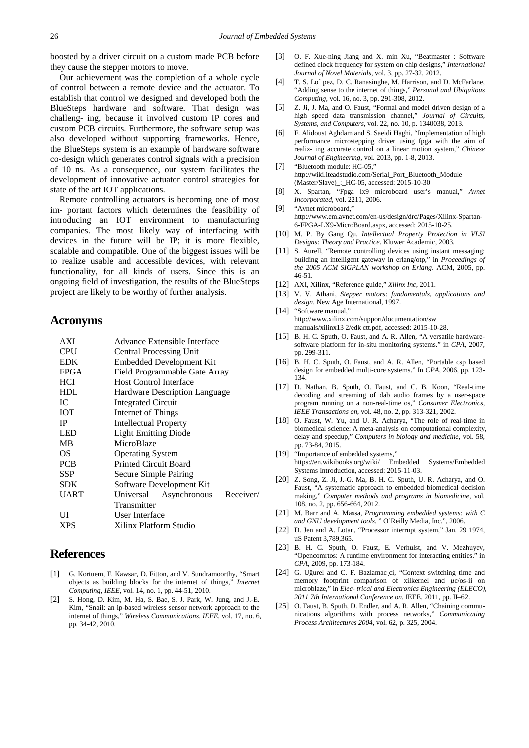boosted by a driver circuit on a custom made PCB before they cause the stepper motors to move.

Our achievement was the completion of a whole cycle of control between a remote device and the actuator. To establish that control we designed and developed both the BlueSteps hardware and software. That design was challeng- ing, because it involved custom IP cores and custom PCB circuits. Furthermore, the software setup was also developed without supporting frameworks. Hence, the BlueSteps system is an example of hardware software co-design which generates control signals with a precision of 10 ns. As a consequence, our system facilitates the development of innovative actuator control strategies for state of the art IOT applications.

Remote controlling actuators is becoming one of most im- portant factors which determines the feasibility of introducing an IOT environment to manufacturing companies. The most likely way of interfacing with devices in the future will be IP; it is more flexible, scalable and compatible. One of the biggest issues will be to realize usable and accessible devices, with relevant functionality, for all kinds of users. Since this is an ongoing field of investigation, the results of the BlueSteps project are likely to be worthy of further analysis.

## Acronyms

| | |
|---|---|
| AXI | Advance Extensible Interface |
| CPU | Central Processing Unit |
| EDK | Embedded Development Kit |
| FPGA | Field Programmable Gate Array |
| HCI | Host Control Interface |
| HDL | Hardware Description Language |
| IC | Integrated Circuit |
| IOT | Internet of Things |
| IP | Intellectual Property |
| LED | Light Emitting Diode |
| MB | MicroBlaze |
| OS | Operating System |
| PCB | Printed Circuit Board |
| SSP | Secure Simple Pairing |
| SDK | Software Development Kit |
| UART | Universal Asynchronous Receiver/ Transmitter |
| UI | User Interface |
| XPS | Xilinx Platform Studio |

## References

[1] G. Kortuem, F. Kawsar, D. Fitton, and V. Sundramoorthy, "Smart objects as building blocks for the internet of things," *Internet Computing, IEEE*, vol. 14, no. 1, pp. 44-51, 2010.

[2] S. Hong, D. Kim, M. Ha, S. Bae, S. J. Park, W. Jung, and J.-E. Kim, "Snail: an ip-based wireless sensor network approach to the internet of things," *Wireless Communications, IEEE*, vol. 17, no. 6, pp. 34-42, 2010.

[3] O. F. Xue-ning Jiang and X. min Xu, "Beatmaster : Software defined clock frequency for system on chip designs," *International Journal of Novel Materials*, vol. 3, pp. 27-32, 2012.

[4] T. S. Lo´ pez, D. C. Ranasinghe, M. Harrison, and D. McFarlane, "Adding sense to the internet of things," *Personal and Ubiquitous Computing*, vol. 16, no. 3, pp. 291-308, 2012.

[5] Z. Ji, J. Ma, and O. Faust, "Formal and model driven design of a high speed data transmission channel," *Journal of Circuits, Systems, and Computers*, vol. 22, no. 10, p. 1340038, 2013.

[6] F. Alidoust Aghdam and S. Saeidi Haghi, "Implementation of high performance microstepping driver using fpga with the aim of realiz- ing accurate control on a linear motion system," *Chinese Journal of Engineering*, vol. 2013, pp. 1-8, 2013.

[7] "Bluetooth module: HC-05," http://wiki.iteadstudio.com/Serial_Port_Bluetooth_Module (Master/Slave)_:_HC-05, accessed: 2015-10-30

[8] X. Spartan, "Fpga lx9 microboard user's manual," *Avnet Incorporated*, vol. 2211, 2006.

[9] "Avnet microboard," http://www.em.avnet.com/en-us/design/drc/Pages/Xilinx-Spartan-6-FPGA-LX9-MicroBoard.aspx, accessed: 2015-10-25.

[10] M. P. By Gang Qu, *Intellectual Property Protection in VLSI Designs: Theory and Practice*. Kluwer Academic, 2003.

[11] S. Aurell, "Remote controlling devices using instant messaging: building an intelligent gateway in erlang/otp," in *Proceedings of the 2005 ACM SIGPLAN workshop on Erlang*. ACM, 2005, pp. 46-51.

[12] AXI, Xilinx, "Reference guide," *Xilinx Inc*, 2011.

[13] V. V. Athani, *Stepper motors: fundamentals, applications and design*. New Age International, 1997.

[14] "Software manual," http://www.xilinx.com/support/documentation/sw manuals/xilinx13 2/edk ctt.pdf, accessed: 2015-10-28.

[15] B. H. C. Sputh, O. Faust, and A. R. Allen, "A versatile hardware-software platform for in-situ monitoring systems." in *CPA*, 2007, pp. 299-311.

[16] B. H. C. Sputh, O. Faust, and A. R. Allen, "Portable csp based design for embedded multi-core systems." In *CPA*, 2006, pp. 123-134.

[17] D. Nathan, B. Sputh, O. Faust, and C. B. Koon, "Real-time decoding and streaming of dab audio frames by a user-space program running on a non-real-time os," *Consumer Electronics, IEEE Transactions on*, vol. 48, no. 2, pp. 313-321, 2002.

[18] O. Faust, W. Yu, and U. R. Acharya, "The role of real-time in biomedical science: A meta-analysis on computational complexity, delay and speedup," *Computers in biology and medicine*, vol. 58, pp. 73-84, 2015.

[19] "Importance of embedded systems," https://en.wikibooks.org/wiki/ Embedded Systems/Embedded Systems Introduction, accessed: 2015-11-03.

[20] Z. Song, Z. Ji, J.-G. Ma, B. H. C. Sputh, U. R. Acharya, and O. Faust, "A systematic approach to embedded biomedical decision making," *Computer methods and programs in biomedicine*, vol. 108, no. 2, pp. 656-664, 2012.

[21] M. Barr and A. Massa, *Programming embedded systems: with C and GNU development tools*. " O'Reilly Media, Inc.", 2006.

[22] D. Jen and A. Lotan, "Processor interrupt system," Jan. 29 1974, uS Patent 3,789,365.

[23] B. H. C. Sputh, O. Faust, E. Verhulst, and V. Mezhuyev, "Opencomrtos: A runtime environment for interacting entities." in *CPA*, 2009, pp. 173-184.

[24] G. Uğurel and C. F. Bazlamaç̧ci, "Context switching time and memory footprint comparison of xilkernel and μc/os-ii on microblaze," in *Elec- trical and Electronics Engineering (ELECO), 2011 7th International Conference on*. IEEE, 2011, pp. II–62.

[25] O. Faust, B. Sputh, D. Endler, and A. R. Allen, "Chaining commu- nications algorithms with process networks," *Communicating Process Architectures 2004*, vol. 62, p. 325, 2004.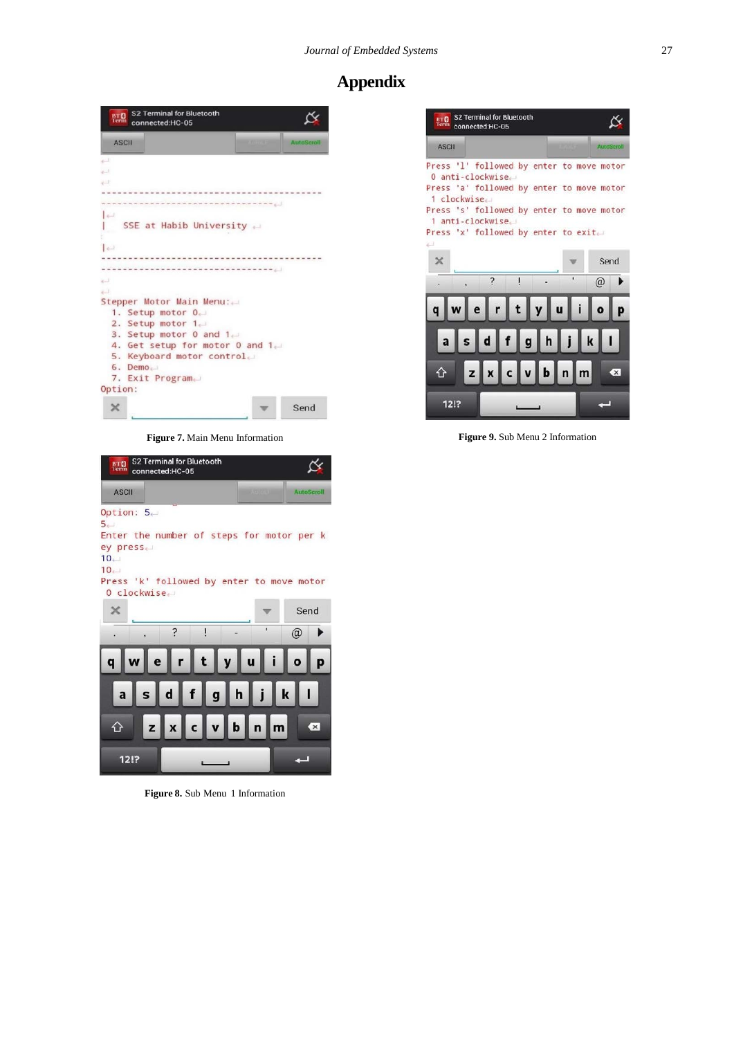# Appendix

Figure 7. Main Menu Information

Figure 8. Sub Menu 1 Information

Figure 9. Sub Menu 2 Information